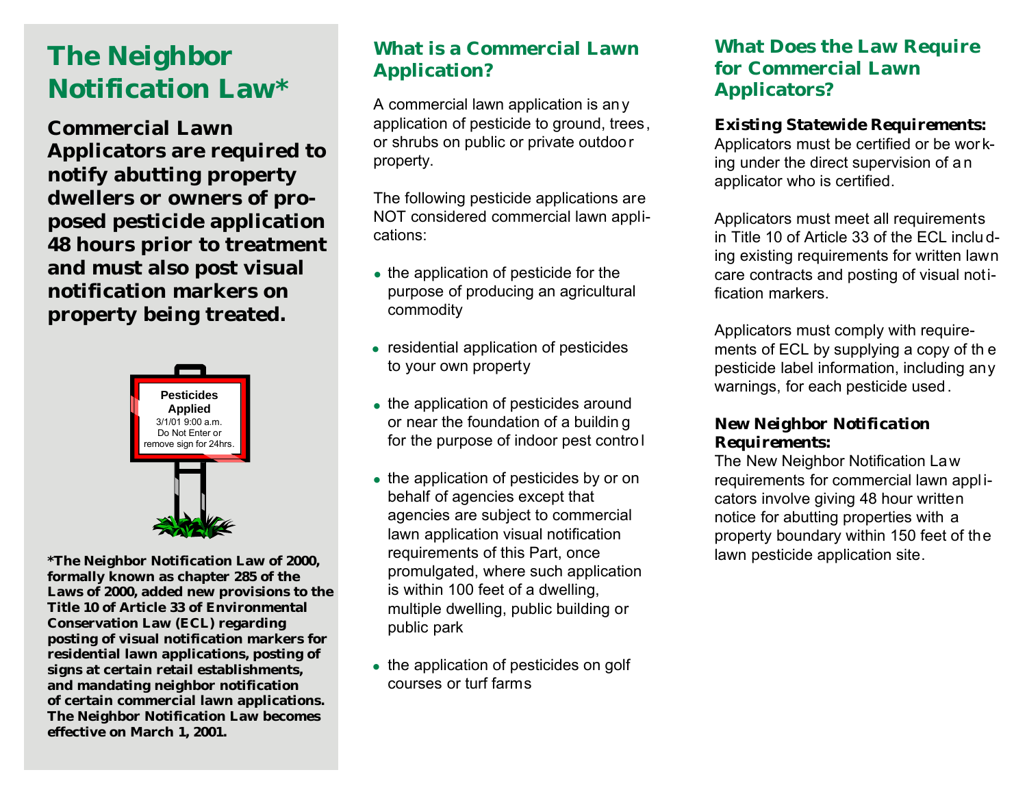# The Neighbor Notification Law*

**Commercial Lawn Applicators are required to notify abutting property dwellers or owners of proposed pesticide application 48 hours prior to treatment and must also post visual notification markers on property being treated.**

Pesticides Applied
3/1/01 9:00 a.m.
Do Not Enter or remove sign for 24hrs.

***The Neighbor Notification Law of 2000, formally known as chapter 285 of the Laws of 2000, added new provisions to the Title 10 of Article 33 of Environmental Conservation Law (ECL) regarding posting of visual notification markers for residential lawn applications, posting of signs at certain retail establishments, and mandating neighbor notification of certain commercial lawn applications. The Neighbor Notification Law becomes effective on March 1, 2001.**

## What is a Commercial Lawn Application?

A commercial lawn application is any application of pesticide to ground, trees, or shrubs on public or private outdoor property.

The following pesticide applications are NOT considered commercial lawn applications:

- the application of pesticide for the purpose of producing an agricultural commodity
- residential application of pesticides to your own property
- the application of pesticides around or near the foundation of a building for the purpose of indoor pest control
- the application of pesticides by or on behalf of agencies except that agencies are subject to commercial lawn application visual notification requirements of this Part, once promulgated, where such application is within 100 feet of a dwelling, multiple dwelling, public building or public park
- the application of pesticides on golf courses or turf farms

## What Does the Law Require for Commercial Lawn Applicators?

**Existing Statewide Requirements:**
Applicators must be certified or be working under the direct supervision of an applicator who is certified.

Applicators must meet all requirements in Title 10 of Article 33 of the ECL including existing requirements for written lawn care contracts and posting of visual notification markers.

Applicators must comply with requirements of ECL by supplying a copy of the pesticide label information, including any warnings, for each pesticide used.

**New Neighbor Notification Requirements:**
The New Neighbor Notification Law requirements for commercial lawn applicators involve giving 48 hour written notice for abutting properties with a property boundary within 150 feet of the lawn pesticide application site.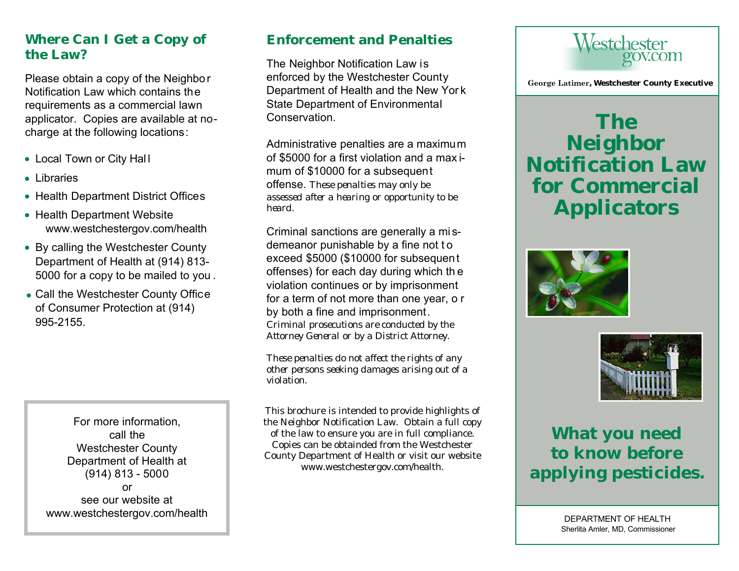## Where Can I Get a Copy of the Law?

Please obtain a copy of the Neighbor Notification Law which contains the requirements as a commercial lawn applicator. Copies are available at no-charge at the following locations:

- Local Town or City Hall
- Libraries
- Health Department District Offices
- Health Department Website www.westchestergov.com/health
- By calling the Westchester County Department of Health at (914) 813-5000 for a copy to be mailed to you.
- Call the Westchester County Office of Consumer Protection at (914) 995-2155.

For more information, call the Westchester County Department of Health at (914) 813 - 5000 or see our website at www.westchestergov.com/health

## Enforcement and Penalties

The Neighbor Notification Law is enforced by the Westchester County Department of Health and the New York State Department of Environmental Conservation.

Administrative penalties are a maximum of $5000 for a first violation and a maximum of $10000 for a subsequent offense. *These penalties may only be assessed after a hearing or opportunity to be heard.*

Criminal sanctions are generally a misdemeanor punishable by a fine not to exceed $5000 ($10000 for subsequent offenses) for each day during which the violation continues or by imprisonment for a term of not more than one year, or by both a fine and imprisonment. *Criminal prosecutions are conducted by the Attorney General or by a District Attorney.*

*These penalties do not affect the rights of any other persons seeking damages arising out of a violation.*

This brochure is intended to provide highlights of the Neighbor Notification Law. Obtain a full copy of the law to ensure you are in full compliance. Copies can be obtainded from the Westchester County Department of Health or visit our website www.westchestergov.com/health.

Westchestergov.com

George Latimer, **Westchester County Executive**

# The Neighbor Notification Law for Commercial Applicators

## What you need to know before applying pesticides.

DEPARTMENT OF HEALTH
Sherlita Amler, MD, Commissioner